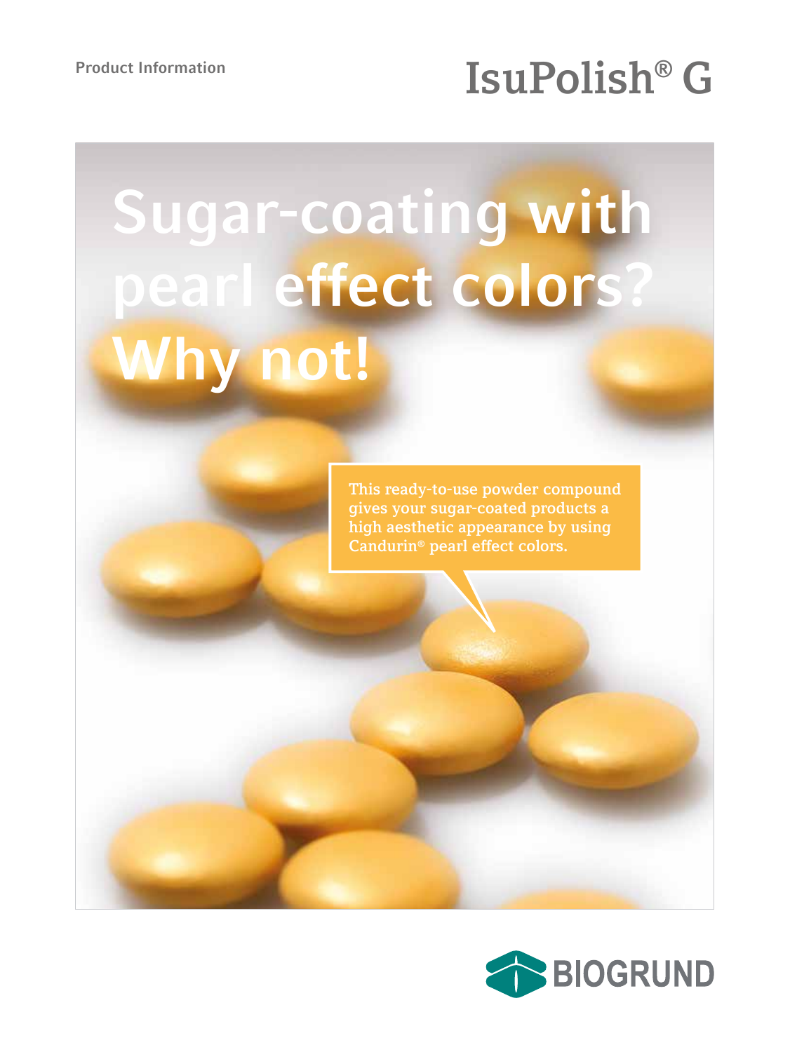Product Information

# IsuPolish® G

## Sugar-coating with pearl effect colors? Why not!

This ready-to-use powder compound gives your sugar-coated products a high aesthetic appearance by using Candurin® pearl effect colors.

BIOGRUND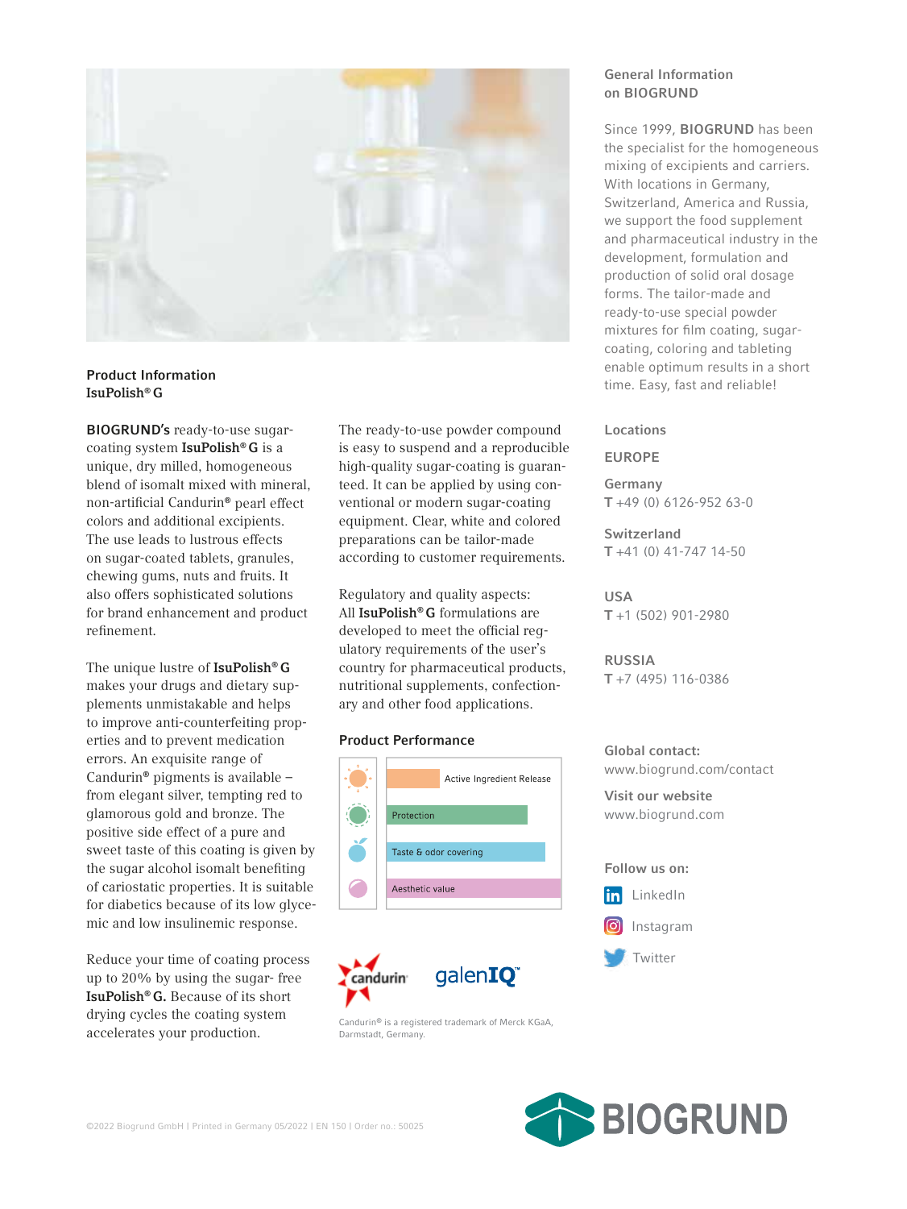## Product Information
## IsuPolish® G

**BIOGRUND's** ready-to-use sugar-coating system **IsuPolish® G** is a unique, dry milled, homogeneous blend of isomalt mixed with mineral, non-artificial Candurin® pearl effect colors and additional excipients. The use leads to lustrous effects on sugar-coated tablets, granules, chewing gums, nuts and fruits. It also offers sophisticated solutions for brand enhancement and product refinement.

The unique lustre of **IsuPolish® G** makes your drugs and dietary supplements unmistakable and helps to improve anti-counterfeiting properties and to prevent medication errors. An exquisite range of Candurin® pigments is available – from elegant silver, tempting red to glamorous gold and bronze. The positive side effect of a pure and sweet taste of this coating is given by the sugar alcohol isomalt benefiting of cariostatic properties. It is suitable for diabetics because of its low glycemic and low insulinemic response.

Reduce your time of coating process up to 20% by using the sugar- free **IsuPolish® G.** Because of its short drying cycles the coating system accelerates your production.

The ready-to-use powder compound is easy to suspend and a reproducible high-quality sugar-coating is guaranteed. It can be applied by using conventional or modern sugar-coating equipment. Clear, white and colored preparations can be tailor-made according to customer requirements.

Regulatory and quality aspects:
All **IsuPolish® G** formulations are developed to meet the official regulatory requirements of the user's country for pharmaceutical products, nutritional supplements, confectionary and other food applications.

### Product Performance

Active Ingredient Release
Protection
Taste & odor covering
Aesthetic value

candurin galenIQ™

Candurin® is a registered trademark of Merck KGaA, Darmstadt, Germany.

### General Information on BIOGRUND

Since 1999, **BIOGRUND** has been the specialist for the homogeneous mixing of excipients and carriers. With locations in Germany, Switzerland, America and Russia, we support the food supplement and pharmaceutical industry in the development, formulation and production of solid oral dosage forms. The tailor-made and ready-to-use special powder mixtures for film coating, sugar-coating, coloring and tableting enable optimum results in a short time. Easy, fast and reliable!

### Locations

**EUROPE**

**Germany**
**T** +49 (0) 6126-952 63-0

**Switzerland**
**T** +41 (0) 41-747 14-50

**USA**
**T** +1 (502) 901-2980

**RUSSIA**
**T** +7 (495) 116-0386

**Global contact:**
www.biogrund.com/contact

**Visit our website**
www.biogrund.com

**Follow us on:**
LinkedIn
Instagram
Twitter

©2022 Biogrund GmbH | Printed in Germany 05/2022 | EN 150 | Order no.: 50025

BIOGRUND